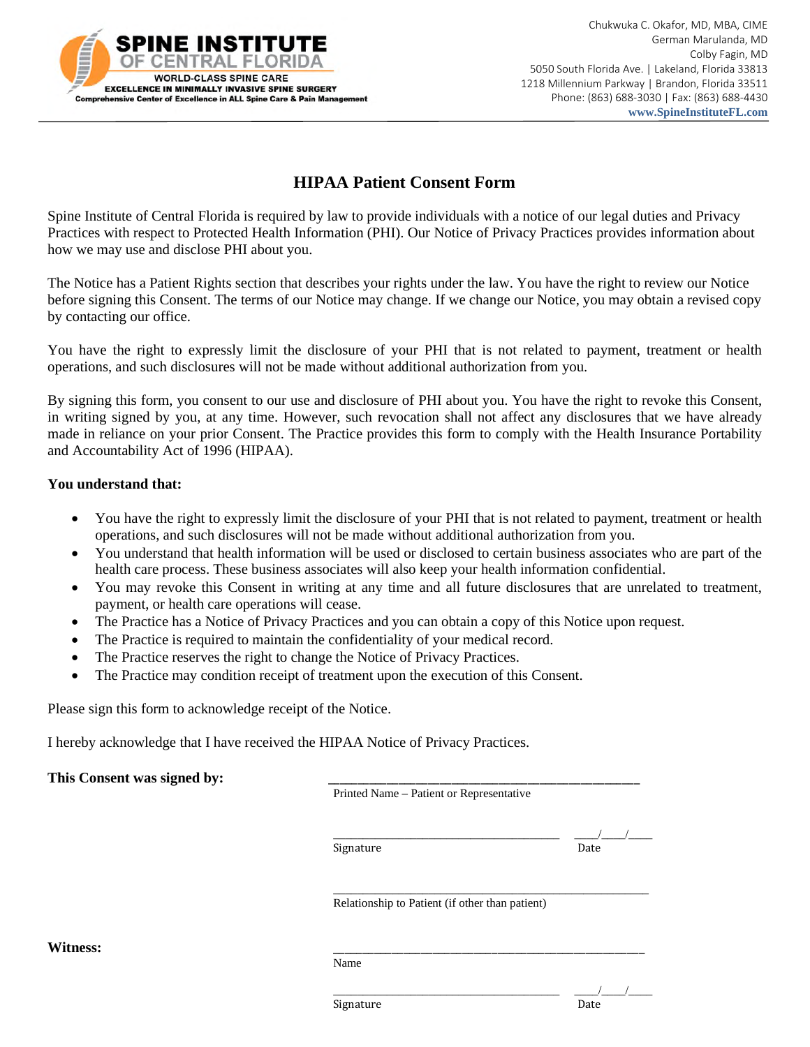**SPINE INSTITUTE OF CENTRAL FLORIDA**
WORLD-CLASS SPINE CARE
EXCELLENCE IN MINIMALLY INVASIVE SPINE SURGERY
Comprehensive Center of Excellence in ALL Spine Care & Pain Management

Chukwuka C. Okafor, MD, MBA, CIME
German Marulanda, MD
Colby Fagin, MD
5050 South Florida Ave. | Lakeland, Florida 33813
1218 Millennium Parkway | Brandon, Florida 33511
Phone: (863) 688-3030 | Fax: (863) 688-4430
www.SpineInstituteFL.com

# HIPAA Patient Consent Form

Spine Institute of Central Florida is required by law to provide individuals with a notice of our legal duties and Privacy Practices with respect to Protected Health Information (PHI). Our Notice of Privacy Practices provides information about how we may use and disclose PHI about you.

The Notice has a Patient Rights section that describes your rights under the law. You have the right to review our Notice before signing this Consent. The terms of our Notice may change. If we change our Notice, you may obtain a revised copy by contacting our office.

You have the right to expressly limit the disclosure of your PHI that is not related to payment, treatment or health operations, and such disclosures will not be made without additional authorization from you.

By signing this form, you consent to our use and disclosure of PHI about you. You have the right to revoke this Consent, in writing signed by you, at any time. However, such revocation shall not affect any disclosures that we have already made in reliance on your prior Consent. The Practice provides this form to comply with the Health Insurance Portability and Accountability Act of 1996 (HIPAA).

**You understand that:**

- You have the right to expressly limit the disclosure of your PHI that is not related to payment, treatment or health operations, and such disclosures will not be made without additional authorization from you.
- You understand that health information will be used or disclosed to certain business associates who are part of the health care process. These business associates will also keep your health information confidential.
- You may revoke this Consent in writing at any time and all future disclosures that are unrelated to treatment, payment, or health care operations will cease.
- The Practice has a Notice of Privacy Practices and you can obtain a copy of this Notice upon request.
- The Practice is required to maintain the confidentiality of your medical record.
- The Practice reserves the right to change the Notice of Privacy Practices.
- The Practice may condition receipt of treatment upon the execution of this Consent.

Please sign this form to acknowledge receipt of the Notice.

I hereby acknowledge that I have received the HIPAA Notice of Privacy Practices.

**This Consent was signed by:**

______________________________________
Printed Name – Patient or Representative

______________________________________ ____/____/____
Signature Date

______________________________________
Relationship to Patient (if other than patient)

**Witness:**

______________________________________
Name

______________________________________ ____/____/____
Signature Date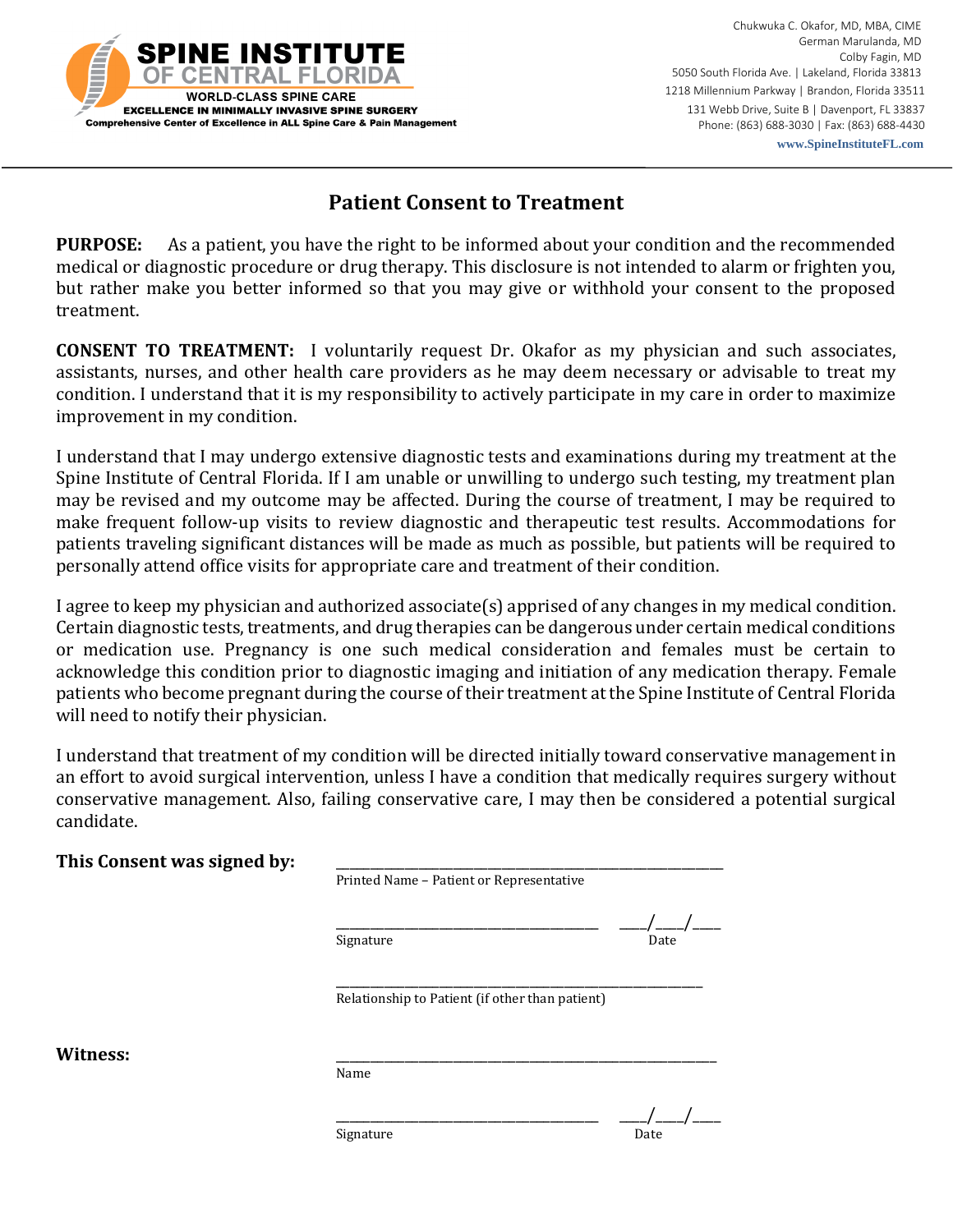**SPINE INSTITUTE OF CENTRAL FLORIDA**
WORLD-CLASS SPINE CARE
EXCELLENCE IN MINIMALLY INVASIVE SPINE SURGERY
Comprehensive Center of Excellence in ALL Spine Care & Pain Management

Chukwuka C. Okafor, MD, MBA, CIME
German Marulanda, MD
Colby Fagin, MD
5050 South Florida Ave. | Lakeland, Florida 33813
1218 Millennium Parkway | Brandon, Florida 33511
131 Webb Drive, Suite B | Davenport, FL 33837
Phone: (863) 688-3030 | Fax: (863) 688-4430
www.SpineInstituteFL.com

---

# Patient Consent to Treatment

**PURPOSE:** As a patient, you have the right to be informed about your condition and the recommended medical or diagnostic procedure or drug therapy. This disclosure is not intended to alarm or frighten you, but rather make you better informed so that you may give or withhold your consent to the proposed treatment.

**CONSENT TO TREATMENT:** I voluntarily request Dr. Okafor as my physician and such associates, assistants, nurses, and other health care providers as he may deem necessary or advisable to treat my condition. I understand that it is my responsibility to actively participate in my care in order to maximize improvement in my condition.

I understand that I may undergo extensive diagnostic tests and examinations during my treatment at the Spine Institute of Central Florida. If I am unable or unwilling to undergo such testing, my treatment plan may be revised and my outcome may be affected. During the course of treatment, I may be required to make frequent follow-up visits to review diagnostic and therapeutic test results. Accommodations for patients traveling significant distances will be made as much as possible, but patients will be required to personally attend office visits for appropriate care and treatment of their condition.

I agree to keep my physician and authorized associate(s) apprised of any changes in my medical condition. Certain diagnostic tests, treatments, and drug therapies can be dangerous under certain medical conditions or medication use. Pregnancy is one such medical consideration and females must be certain to acknowledge this condition prior to diagnostic imaging and initiation of any medication therapy. Female patients who become pregnant during the course of their treatment at the Spine Institute of Central Florida will need to notify their physician.

I understand that treatment of my condition will be directed initially toward conservative management in an effort to avoid surgical intervention, unless I have a condition that medically requires surgery without conservative management. Also, failing conservative care, I may then be considered a potential surgical candidate.

**This Consent was signed by:**

______________________________________________
Printed Name – Patient or Representative

______________________________ ____/____/____
Signature Date

______________________________________________
Relationship to Patient (if other than patient)

**Witness:**

______________________________________________
Name

______________________________ ____/____/____
Signature Date